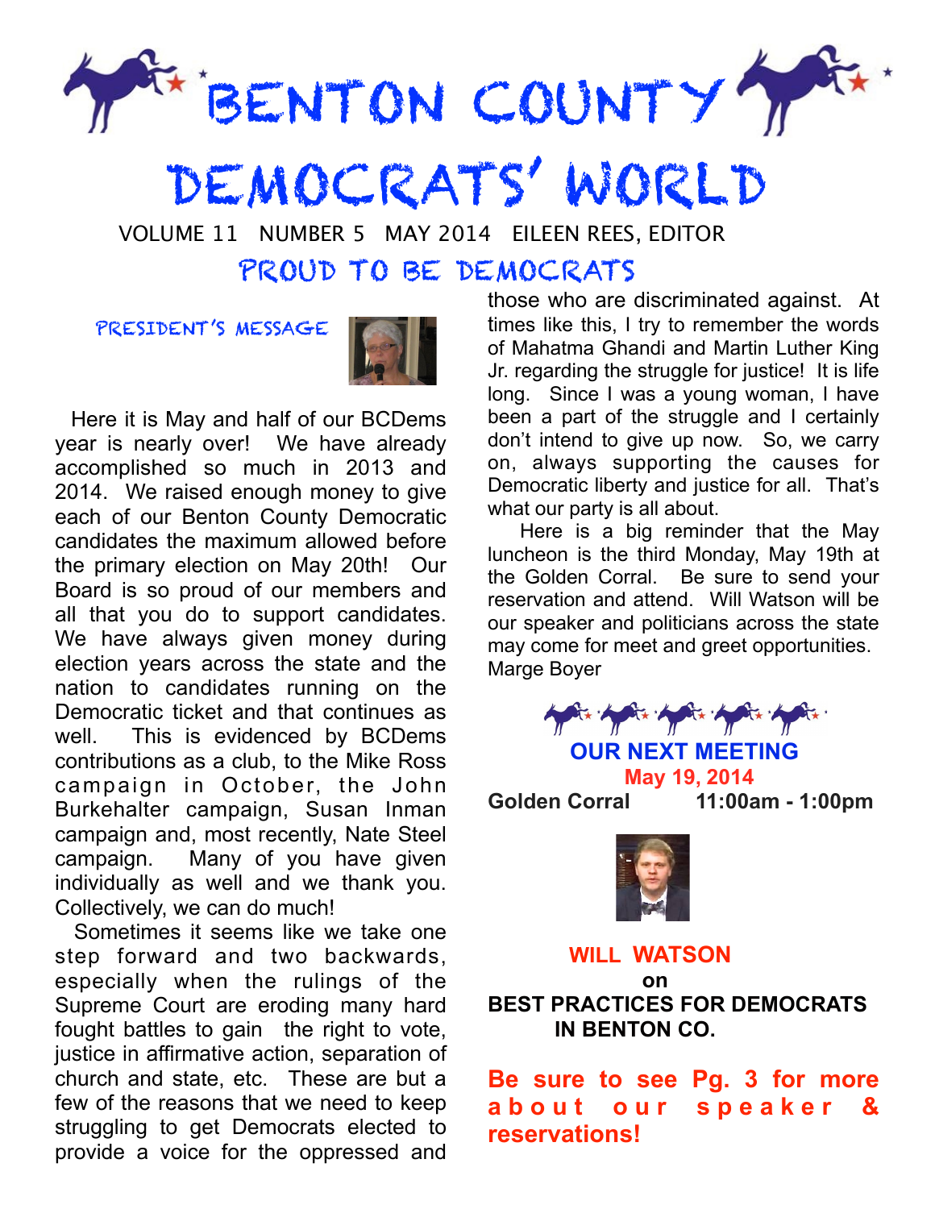# BENTON COUNTY DEMOCRATS' WORLD

VOLUME 11 NUMBER 5 MAY 2014 EILEEN REES, EDITOR

## PROUD TO BE DEMOCRATS

### PRESIDENT'S MESSAGE

Here it is May and half of our BCDems year is nearly over! We have already accomplished so much in 2013 and 2014. We raised enough money to give each of our Benton County Democratic candidates the maximum allowed before the primary election on May 20th! Our Board is so proud of our members and all that you do to support candidates. We have always given money during election years across the state and the nation to candidates running on the Democratic ticket and that continues as well. This is evidenced by BCDems contributions as a club, to the Mike Ross campaign in October, the John Burkehalter campaign, Susan Inman campaign and, most recently, Nate Steel campaign. Many of you have given individually as well and we thank you. Collectively, we can do much!

Sometimes it seems like we take one step forward and two backwards, especially when the rulings of the Supreme Court are eroding many hard fought battles to gain the right to vote, justice in affirmative action, separation of church and state, etc. These are but a few of the reasons that we need to keep struggling to get Democrats elected to provide a voice for the oppressed and those who are discriminated against. At times like this, I try to remember the words of Mahatma Ghandi and Martin Luther King Jr. regarding the struggle for justice! It is life long. Since I was a young woman, I have been a part of the struggle and I certainly don't intend to give up now. So, we carry on, always supporting the causes for Democratic liberty and justice for all. That's what our party is all about.

Here is a big reminder that the May luncheon is the third Monday, May 19th at the Golden Corral. Be sure to send your reservation and attend. Will Watson will be our speaker and politicians across the state may come for meet and greet opportunities.

Marge Boyer

## OUR NEXT MEETING

**May 19, 2014**

**Golden Corral 11:00am - 1:00pm**

**WILL WATSON**

**on**

**BEST PRACTICES FOR DEMOCRATS IN BENTON CO.**

**Be sure to see Pg. 3 for more about our speaker & reservations!**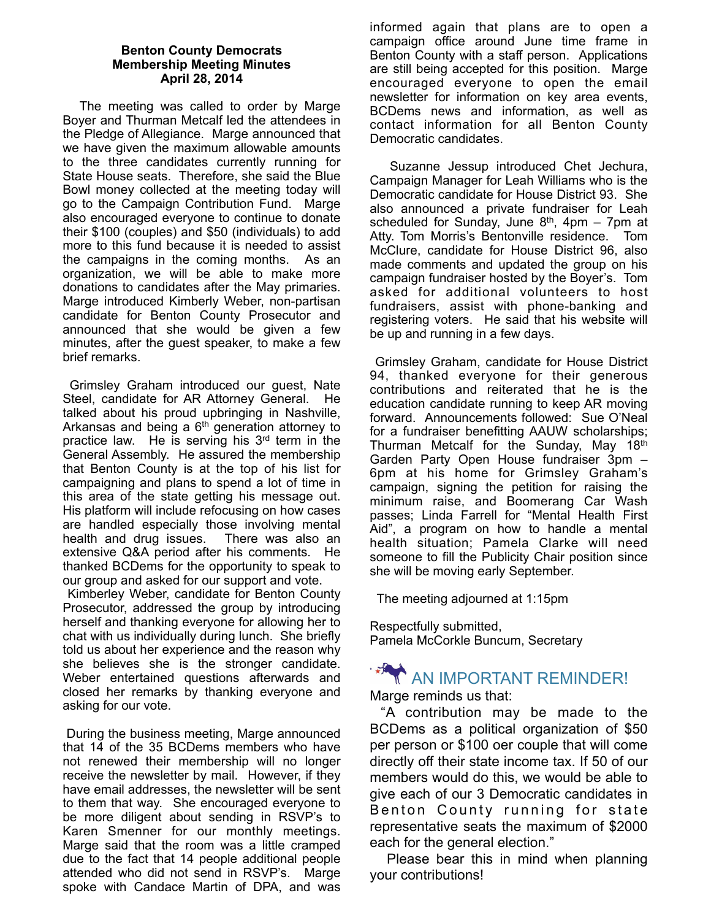**Benton County Democrats**
**Membership Meeting Minutes**
**April 28, 2014**

The meeting was called to order by Marge Boyer and Thurman Metcalf led the attendees in the Pledge of Allegiance. Marge announced that we have given the maximum allowable amounts to the three candidates currently running for State House seats. Therefore, she said the Blue Bowl money collected at the meeting today will go to the Campaign Contribution Fund. Marge also encouraged everyone to continue to donate their $100 (couples) and $50 (individuals) to add more to this fund because it is needed to assist the campaigns in the coming months. As an organization, we will be able to make more donations to candidates after the May primaries. Marge introduced Kimberly Weber, non-partisan candidate for Benton County Prosecutor and announced that she would be given a few minutes, after the guest speaker, to make a few brief remarks.

Grimsley Graham introduced our guest, Nate Steel, candidate for AR Attorney General. He talked about his proud upbringing in Nashville, Arkansas and being a 6th generation attorney to practice law. He is serving his 3rd term in the General Assembly. He assured the membership that Benton County is at the top of his list for campaigning and plans to spend a lot of time in this area of the state getting his message out. His platform will include refocusing on how cases are handled especially those involving mental health and drug issues. There was also an extensive Q&A period after his comments. He thanked BCDems for the opportunity to speak to our group and asked for our support and vote.

Kimberley Weber, candidate for Benton County Prosecutor, addressed the group by introducing herself and thanking everyone for allowing her to chat with us individually during lunch. She briefly told us about her experience and the reason why she believes she is the stronger candidate. Weber entertained questions afterwards and closed her remarks by thanking everyone and asking for our vote.

During the business meeting, Marge announced that 14 of the 35 BCDems members who have not renewed their membership will no longer receive the newsletter by mail. However, if they have email addresses, the newsletter will be sent to them that way. She encouraged everyone to be more diligent about sending in RSVP's to Karen Smenner for our monthly meetings. Marge said that the room was a little cramped due to the fact that 14 people additional people attended who did not send in RSVP's. Marge spoke with Candace Martin of DPA, and was informed again that plans are to open a campaign office around June time frame in Benton County with a staff person. Applications are still being accepted for this position. Marge encouraged everyone to open the email newsletter for information on key area events, BCDems news and information, as well as contact information for all Benton County Democratic candidates.

Suzanne Jessup introduced Chet Jechura, Campaign Manager for Leah Williams who is the Democratic candidate for House District 93. She also announced a private fundraiser for Leah scheduled for Sunday, June 8th, 4pm – 7pm at Atty. Tom Morris's Bentonville residence. Tom McClure, candidate for House District 96, also made comments and updated the group on his campaign fundraiser hosted by the Boyer's. Tom asked for additional volunteers to host fundraisers, assist with phone-banking and registering voters. He said that his website will be up and running in a few days.

Grimsley Graham, candidate for House District 94, thanked everyone for their generous contributions and reiterated that he is the education candidate running to keep AR moving forward. Announcements followed: Sue O'Neal for a fundraiser benefitting AAUW scholarships; Thurman Metcalf for the Sunday, May 18th Garden Party Open House fundraiser 3pm – 6pm at his home for Grimsley Graham's campaign, signing the petition for raising the minimum raise, and Boomerang Car Wash passes; Linda Farrell for "Mental Health First Aid", a program on how to handle a mental health situation; Pamela Clarke will need someone to fill the Publicity Chair position since she will be moving early September.

The meeting adjourned at 1:15pm

Respectfully submitted,
Pamela McCorkle Buncum, Secretary

## AN IMPORTANT REMINDER!

Marge reminds us that:

"A contribution may be made to the BCDems as a political organization of $50 per person or $100 oer couple that will come directly off their state income tax. If 50 of our members would do this, we would be able to give each of our 3 Democratic candidates in Benton County running for state representative seats the maximum of $2000 each for the general election."

Please bear this in mind when planning your contributions!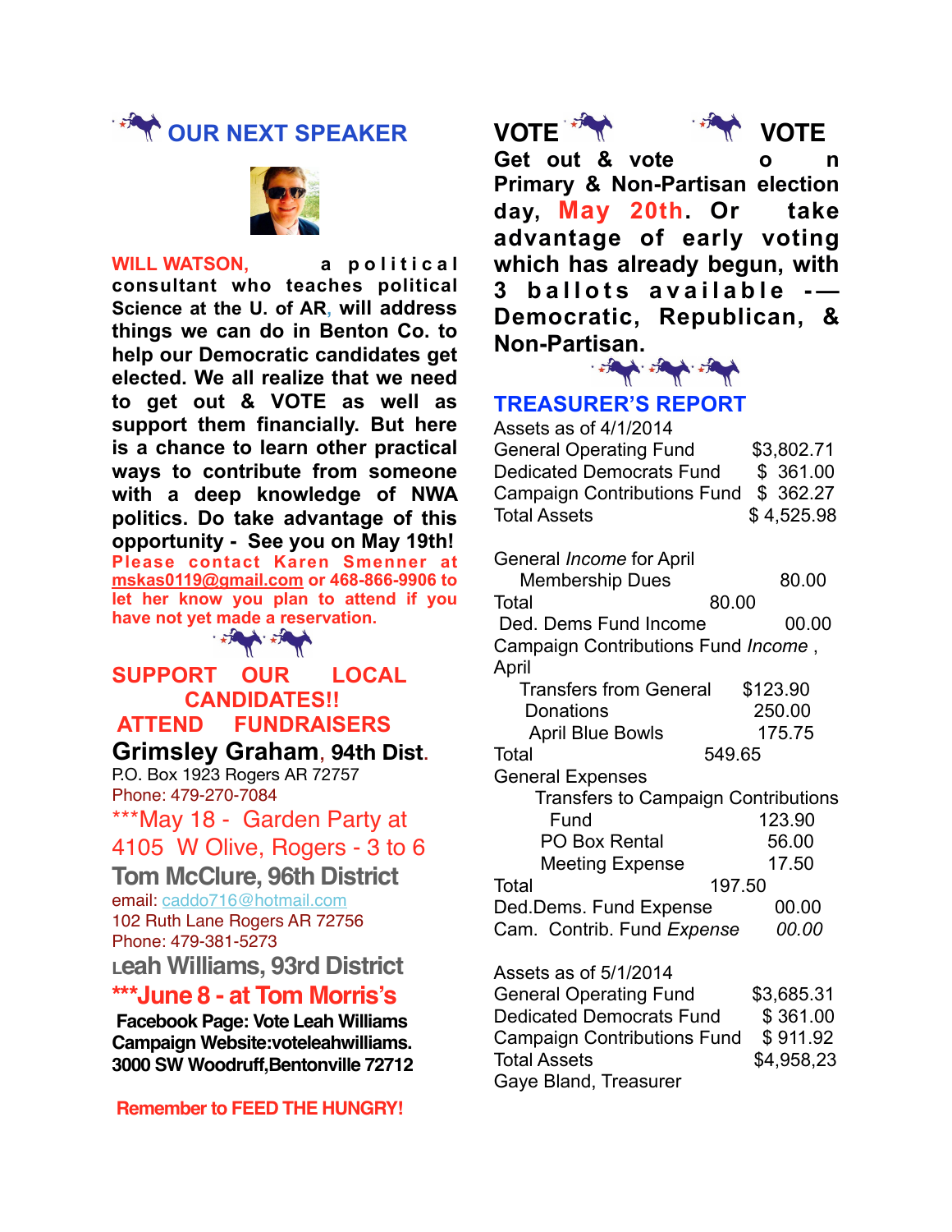## OUR NEXT SPEAKER

**WILL WATSON, a political consultant who teaches political Science at the U. of AR, will address things we can do in Benton Co. to help our Democratic candidates get elected. We all realize that we need to get out & VOTE as well as support them financially. But here is a chance to learn other practical ways to contribute from someone with a deep knowledge of NWA politics. Do take advantage of this opportunity - See you on May 19th!**

**Please contact Karen Smenner at mskas0119@gmail.com or 468-866-9906 to let her know you plan to attend if you have not yet made a reservation.**

## SUPPORT OUR LOCAL CANDIDATES!!

## ATTEND FUNDRAISERS

**Grimsley Graham, 94th Dist.**

P.O. Box 1923 Rogers AR 72757

Phone: 479-270-7084

***May 18 - Garden Party at 4105 W Olive, Rogers - 3 to 6

**Tom McClure, 96th District**

email: caddo716@hotmail.com

102 Ruth Lane Rogers AR 72756

Phone: 479-381-5273

**Leah Williams, 93rd District**

**\*\*\*June 8 - at Tom Morris's**

**Facebook Page: Vote Leah Williams**

**Campaign Website:voteleahwilliams.**

**3000 SW Woodruff,Bentonville 72712**

**Remember to FEED THE HUNGRY!**

## VOTE VOTE

**Get out & vote on Primary & Non-Partisan election day, May 20th. Or take advantage of early voting which has already begun, with 3 ballots available -— Democratic, Republican, & Non-Partisan.**

## TREASURER'S REPORT

Assets as of 4/1/2014

| | |
|---|---|
| General Operating Fund | $3,802.71 |
| Dedicated Democrats Fund | $ 361.00 |
| Campaign Contributions Fund | $ 362.27 |
| Total Assets | $ 4,525.98 |

General *Income* for April

| | | |
|---|---|---|
| Membership Dues | | 80.00 |
| Total | 80.00 | |
| Ded. Dems Fund Income | | 00.00 |

Campaign Contributions Fund *Income* , April

| | | |
|---|---|---|
| Transfers from General | | $123.90 |
| Donations | | 250.00 |
| April Blue Bowls | | 175.75 |
| Total | 549.65 | |

General Expenses

| | | |
|---|---|---|
| Transfers to Campaign Contributions Fund | | 123.90 |
| PO Box Rental | | 56.00 |
| Meeting Expense | | 17.50 |
| Total | 197.50 | |
| Ded.Dems. Fund Expense | | 00.00 |
| Cam. Contrib. Fund *Expense* | | *00.00* |

Assets as of 5/1/2014

| | |
|---|---|
| General Operating Fund | $3,685.31 |
| Dedicated Democrats Fund | $ 361.00 |
| Campaign Contributions Fund | $ 911.92 |
| Total Assets | $4,958,23 |

Gaye Bland, Treasurer